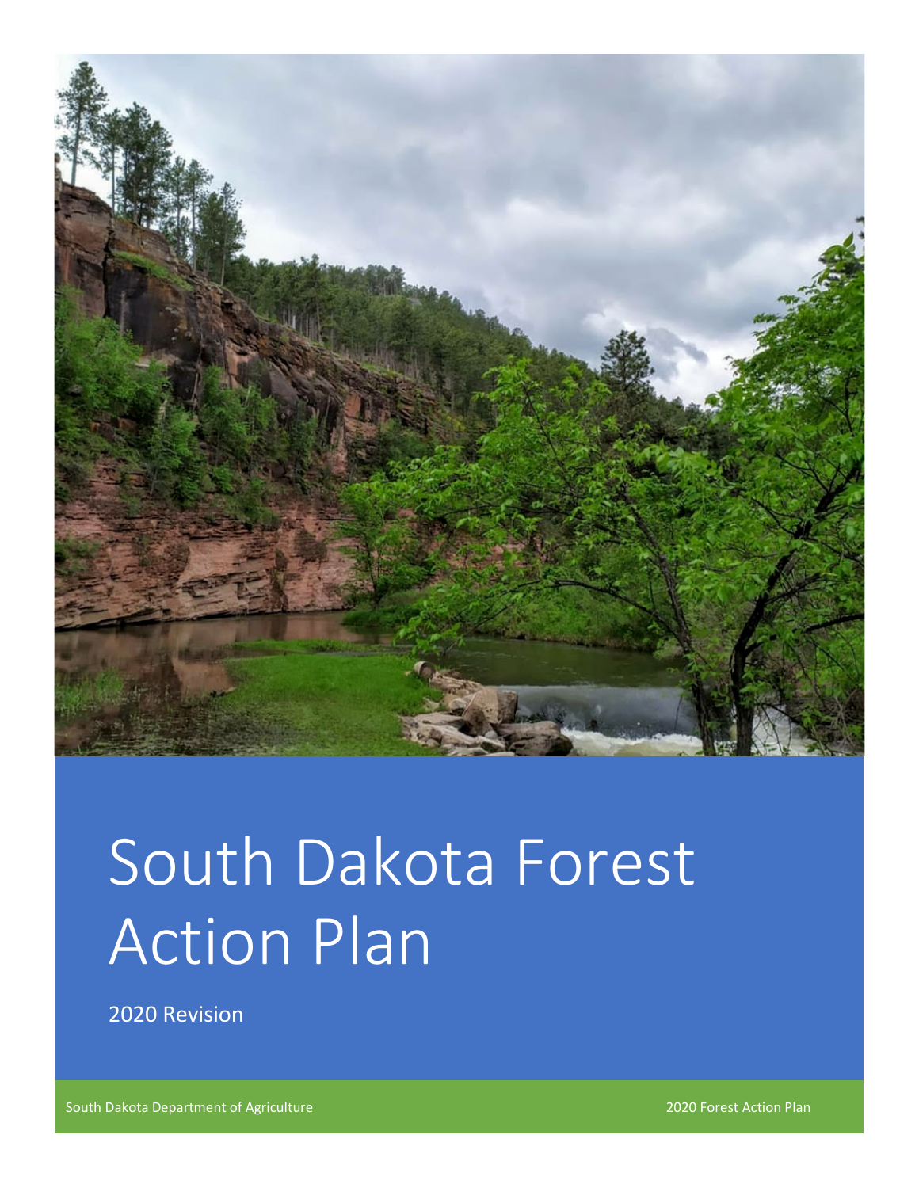# South Dakota Forest Action Plan

2020 Revision

South Dakota Department of Agriculture

2020 Forest Action Plan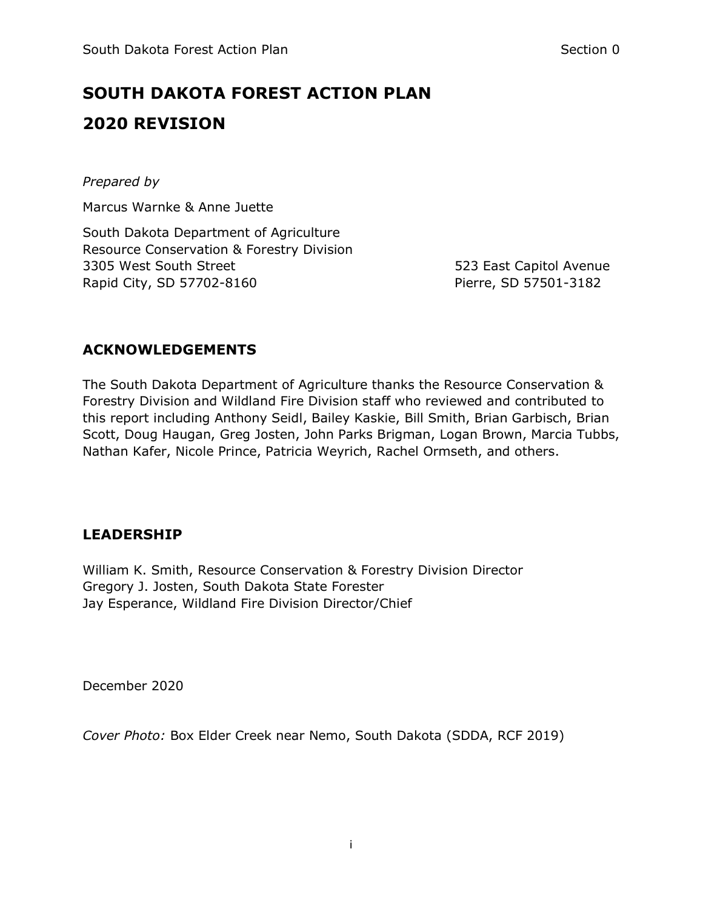# SOUTH DAKOTA FOREST ACTION PLAN

# 2020 REVISION

*Prepared by*

Marcus Warnke & Anne Juette

South Dakota Department of Agriculture
Resource Conservation & Forestry Division
3305 West South Street
Rapid City, SD 57702-8160

523 East Capitol Avenue
Pierre, SD 57501-3182

## ACKNOWLEDGEMENTS

The South Dakota Department of Agriculture thanks the Resource Conservation & Forestry Division and Wildland Fire Division staff who reviewed and contributed to this report including Anthony Seidl, Bailey Kaskie, Bill Smith, Brian Garbisch, Brian Scott, Doug Haugan, Greg Josten, John Parks Brigman, Logan Brown, Marcia Tubbs, Nathan Kafer, Nicole Prince, Patricia Weyrich, Rachel Ormseth, and others.

## LEADERSHIP

William K. Smith, Resource Conservation & Forestry Division Director
Gregory J. Josten, South Dakota State Forester
Jay Esperance, Wildland Fire Division Director/Chief

December 2020

*Cover Photo:* Box Elder Creek near Nemo, South Dakota (SDDA, RCF 2019)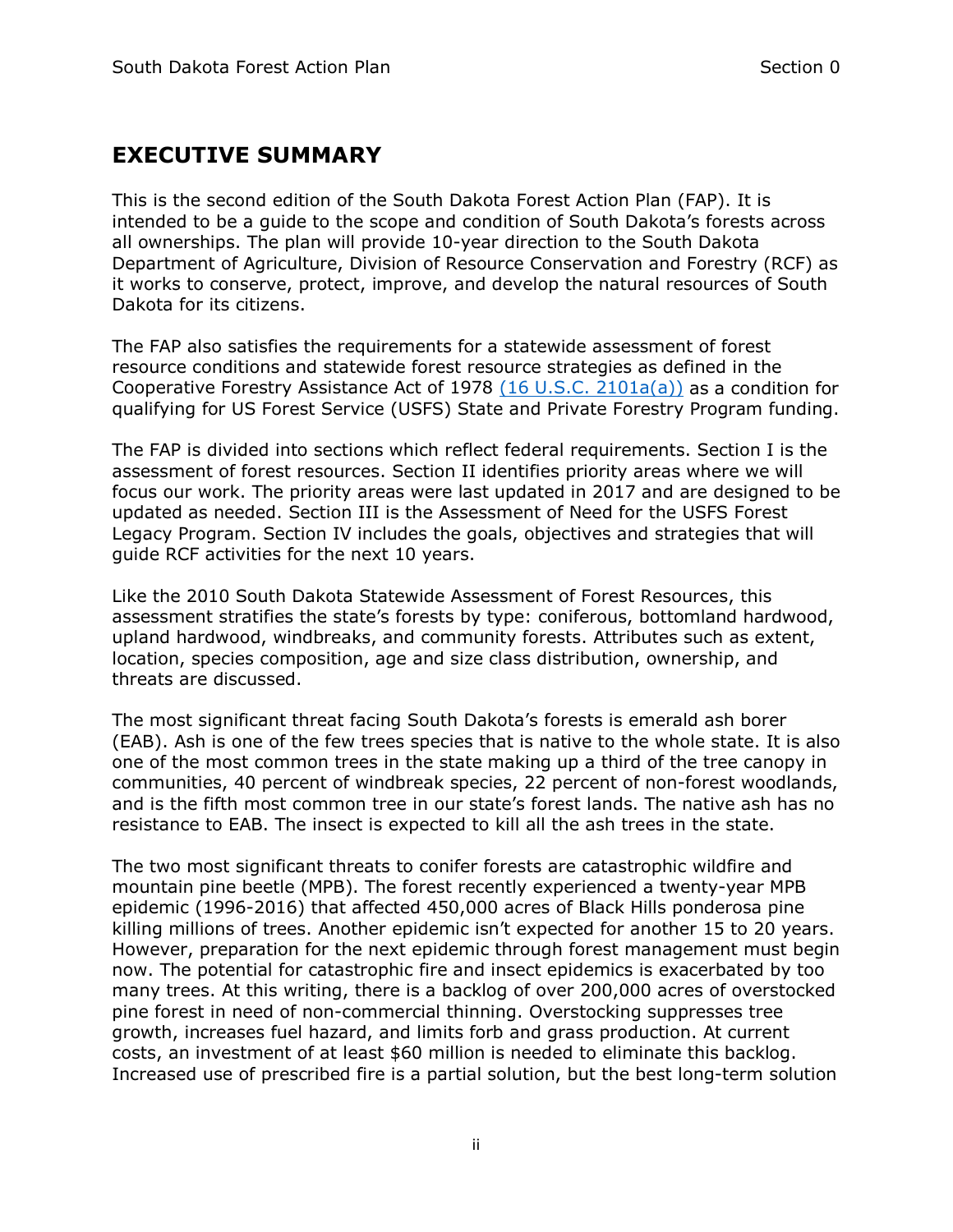# EXECUTIVE SUMMARY

This is the second edition of the South Dakota Forest Action Plan (FAP). It is intended to be a guide to the scope and condition of South Dakota's forests across all ownerships. The plan will provide 10-year direction to the South Dakota Department of Agriculture, Division of Resource Conservation and Forestry (RCF) as it works to conserve, protect, improve, and develop the natural resources of South Dakota for its citizens.

The FAP also satisfies the requirements for a statewide assessment of forest resource conditions and statewide forest resource strategies as defined in the Cooperative Forestry Assistance Act of 1978 (16 U.S.C. 2101a(a)) as a condition for qualifying for US Forest Service (USFS) State and Private Forestry Program funding.

The FAP is divided into sections which reflect federal requirements. Section I is the assessment of forest resources. Section II identifies priority areas where we will focus our work. The priority areas were last updated in 2017 and are designed to be updated as needed. Section III is the Assessment of Need for the USFS Forest Legacy Program. Section IV includes the goals, objectives and strategies that will guide RCF activities for the next 10 years.

Like the 2010 South Dakota Statewide Assessment of Forest Resources, this assessment stratifies the state's forests by type: coniferous, bottomland hardwood, upland hardwood, windbreaks, and community forests. Attributes such as extent, location, species composition, age and size class distribution, ownership, and threats are discussed.

The most significant threat facing South Dakota's forests is emerald ash borer (EAB). Ash is one of the few trees species that is native to the whole state. It is also one of the most common trees in the state making up a third of the tree canopy in communities, 40 percent of windbreak species, 22 percent of non-forest woodlands, and is the fifth most common tree in our state's forest lands. The native ash has no resistance to EAB. The insect is expected to kill all the ash trees in the state.

The two most significant threats to conifer forests are catastrophic wildfire and mountain pine beetle (MPB). The forest recently experienced a twenty-year MPB epidemic (1996-2016) that affected 450,000 acres of Black Hills ponderosa pine killing millions of trees. Another epidemic isn't expected for another 15 to 20 years. However, preparation for the next epidemic through forest management must begin now. The potential for catastrophic fire and insect epidemics is exacerbated by too many trees. At this writing, there is a backlog of over 200,000 acres of overstocked pine forest in need of non-commercial thinning. Overstocking suppresses tree growth, increases fuel hazard, and limits forb and grass production. At current costs, an investment of at least $60 million is needed to eliminate this backlog. Increased use of prescribed fire is a partial solution, but the best long-term solution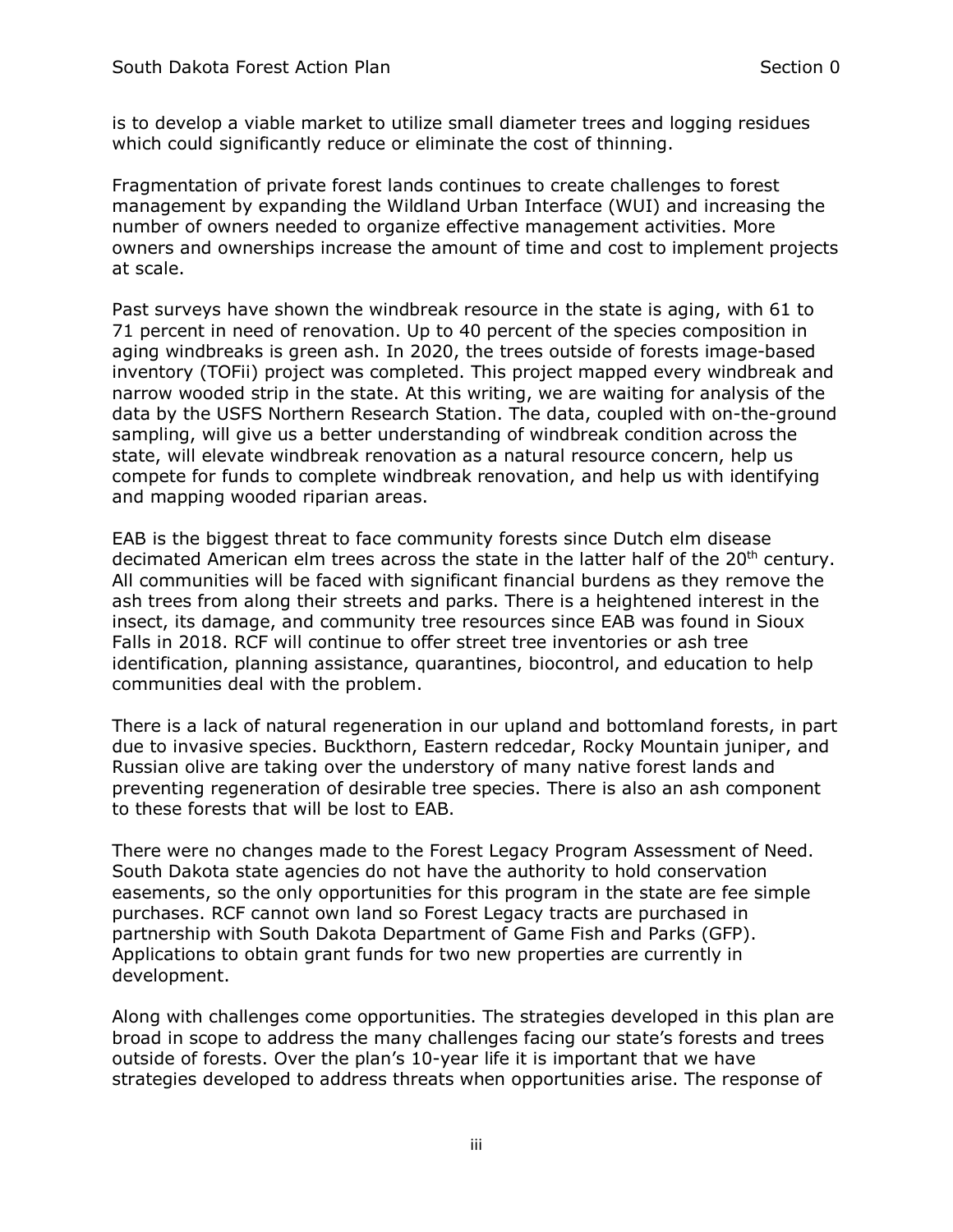is to develop a viable market to utilize small diameter trees and logging residues which could significantly reduce or eliminate the cost of thinning.

Fragmentation of private forest lands continues to create challenges to forest management by expanding the Wildland Urban Interface (WUI) and increasing the number of owners needed to organize effective management activities. More owners and ownerships increase the amount of time and cost to implement projects at scale.

Past surveys have shown the windbreak resource in the state is aging, with 61 to 71 percent in need of renovation. Up to 40 percent of the species composition in aging windbreaks is green ash. In 2020, the trees outside of forests image-based inventory (TOFii) project was completed. This project mapped every windbreak and narrow wooded strip in the state. At this writing, we are waiting for analysis of the data by the USFS Northern Research Station. The data, coupled with on-the-ground sampling, will give us a better understanding of windbreak condition across the state, will elevate windbreak renovation as a natural resource concern, help us compete for funds to complete windbreak renovation, and help us with identifying and mapping wooded riparian areas.

EAB is the biggest threat to face community forests since Dutch elm disease decimated American elm trees across the state in the latter half of the 20th century. All communities will be faced with significant financial burdens as they remove the ash trees from along their streets and parks. There is a heightened interest in the insect, its damage, and community tree resources since EAB was found in Sioux Falls in 2018. RCF will continue to offer street tree inventories or ash tree identification, planning assistance, quarantines, biocontrol, and education to help communities deal with the problem.

There is a lack of natural regeneration in our upland and bottomland forests, in part due to invasive species. Buckthorn, Eastern redcedar, Rocky Mountain juniper, and Russian olive are taking over the understory of many native forest lands and preventing regeneration of desirable tree species. There is also an ash component to these forests that will be lost to EAB.

There were no changes made to the Forest Legacy Program Assessment of Need. South Dakota state agencies do not have the authority to hold conservation easements, so the only opportunities for this program in the state are fee simple purchases. RCF cannot own land so Forest Legacy tracts are purchased in partnership with South Dakota Department of Game Fish and Parks (GFP). Applications to obtain grant funds for two new properties are currently in development.

Along with challenges come opportunities. The strategies developed in this plan are broad in scope to address the many challenges facing our state's forests and trees outside of forests. Over the plan's 10-year life it is important that we have strategies developed to address threats when opportunities arise. The response of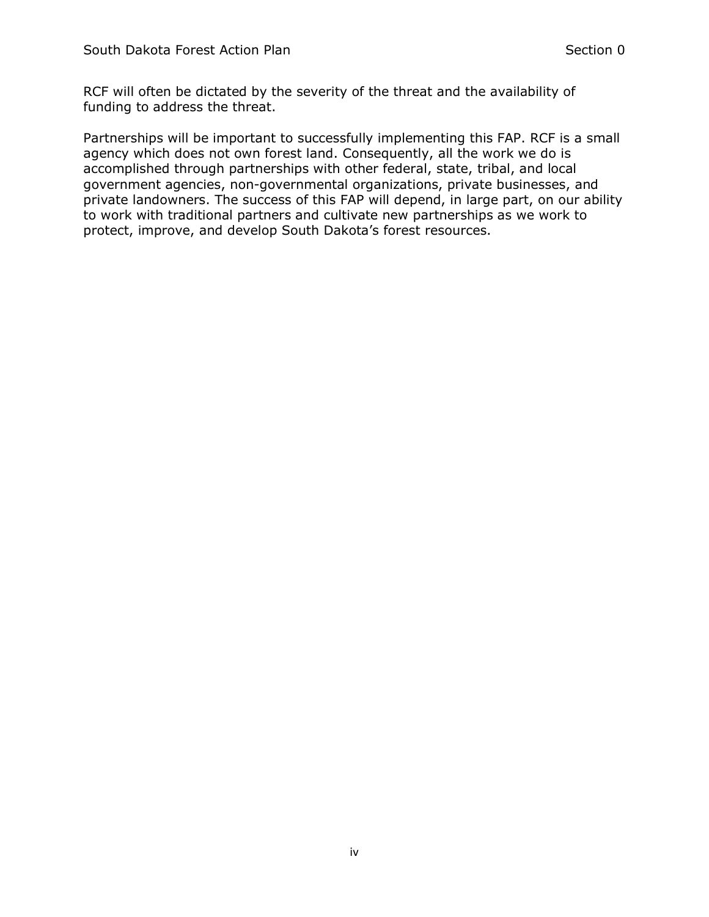RCF will often be dictated by the severity of the threat and the availability of funding to address the threat.

Partnerships will be important to successfully implementing this FAP. RCF is a small agency which does not own forest land. Consequently, all the work we do is accomplished through partnerships with other federal, state, tribal, and local government agencies, non-governmental organizations, private businesses, and private landowners. The success of this FAP will depend, in large part, on our ability to work with traditional partners and cultivate new partnerships as we work to protect, improve, and develop South Dakota's forest resources.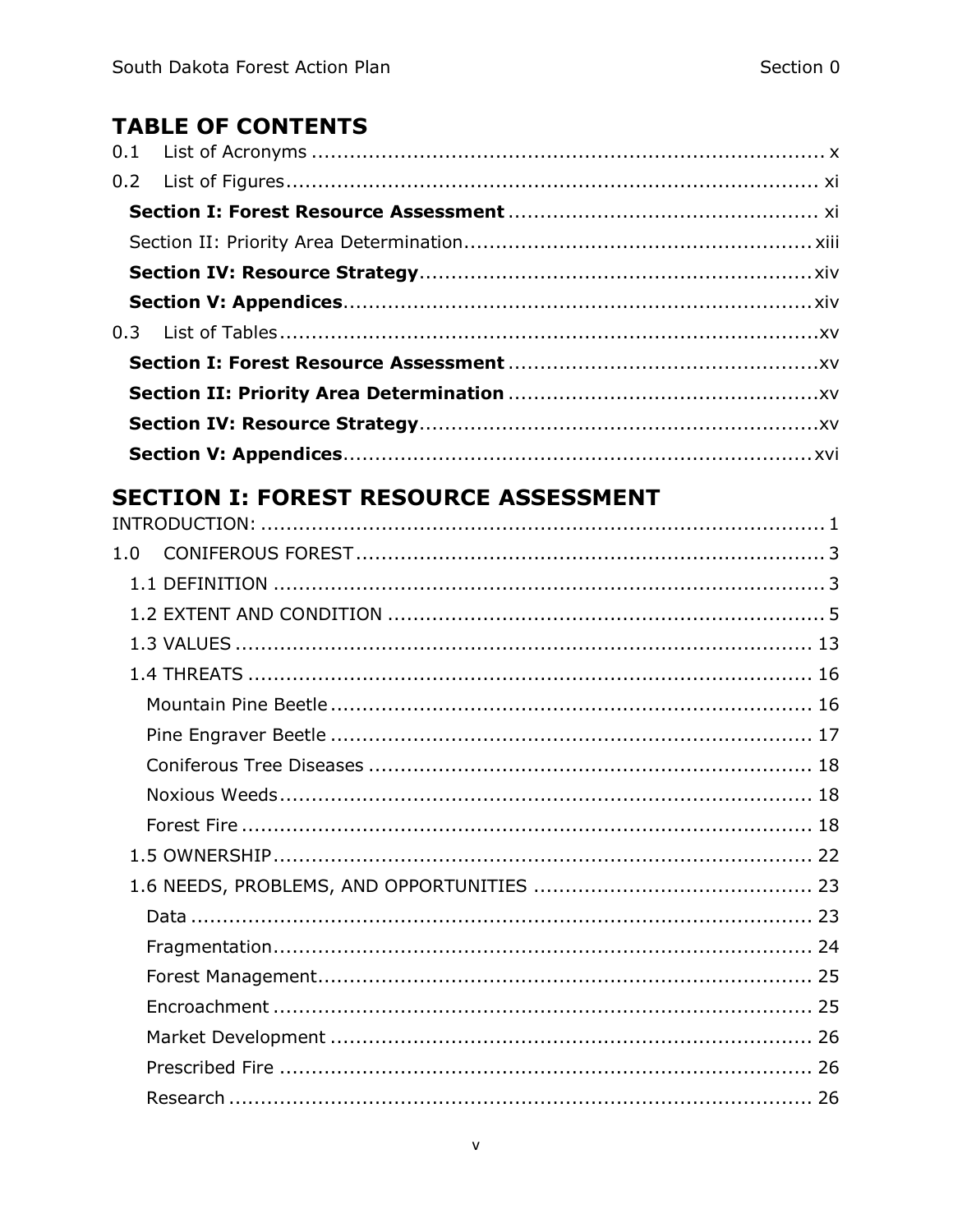# TABLE OF CONTENTS

0.1 List of Acronyms ..... x

0.2 List of Figures ..... xi

- **Section I: Forest Resource Assessment** ..... xi
- Section II: Priority Area Determination ..... xiii
- **Section IV: Resource Strategy** ..... xiv
- **Section V: Appendices** ..... xiv

0.3 List of Tables ..... xv

- **Section I: Forest Resource Assessment** ..... xv
- **Section II: Priority Area Determination** ..... xv
- **Section IV: Resource Strategy** ..... xv
- **Section V: Appendices** ..... xvi

## SECTION I: FOREST RESOURCE ASSESSMENT

INTRODUCTION: ..... 1

1.0 CONIFEROUS FOREST ..... 3

- 1.1 DEFINITION ..... 3
- 1.2 EXTENT AND CONDITION ..... 5
- 1.3 VALUES ..... 13
- 1.4 THREATS ..... 16
  - Mountain Pine Beetle ..... 16
  - Pine Engraver Beetle ..... 17
  - Coniferous Tree Diseases ..... 18
  - Noxious Weeds ..... 18
  - Forest Fire ..... 18
- 1.5 OWNERSHIP ..... 22
- 1.6 NEEDS, PROBLEMS, AND OPPORTUNITIES ..... 23
  - Data ..... 23
  - Fragmentation ..... 24
  - Forest Management ..... 25
  - Encroachment ..... 25
  - Market Development ..... 26
  - Prescribed Fire ..... 26
  - Research ..... 26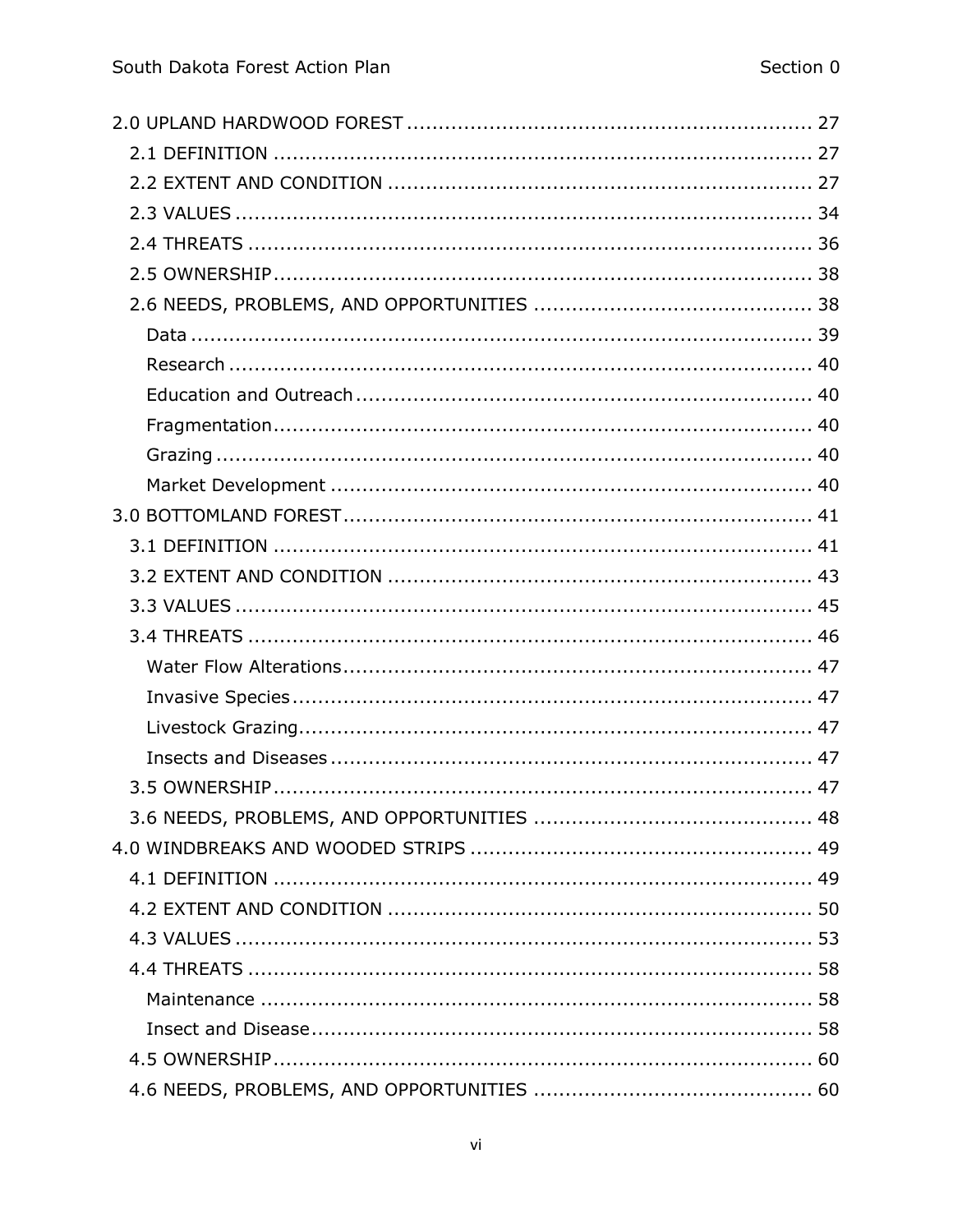2.0 UPLAND HARDWOOD FOREST ............................................................... 27
- 2.1 DEFINITION ..................................................................................... 27
- 2.2 EXTENT AND CONDITION .................................................................. 27
- 2.3 VALUES ........................................................................................... 34
- 2.4 THREATS ......................................................................................... 36
- 2.5 OWNERSHIP ..................................................................................... 38
- 2.6 NEEDS, PROBLEMS, AND OPPORTUNITIES ........................................... 38
  - Data ................................................................................................. 39
  - Research ........................................................................................... 40
  - Education and Outreach ....................................................................... 40
  - Fragmentation .................................................................................... 40
  - Grazing ............................................................................................. 40
  - Market Development ........................................................................... 40

3.0 BOTTOMLAND FOREST ......................................................................... 41
- 3.1 DEFINITION ..................................................................................... 41
- 3.2 EXTENT AND CONDITION .................................................................. 43
- 3.3 VALUES ........................................................................................... 45
- 3.4 THREATS ......................................................................................... 46
  - Water Flow Alterations ......................................................................... 47
  - Invasive Species ................................................................................. 47
  - Livestock Grazing ................................................................................ 47
  - Insects and Diseases ........................................................................... 47
- 3.5 OWNERSHIP ..................................................................................... 47
- 3.6 NEEDS, PROBLEMS, AND OPPORTUNITIES ........................................... 48

4.0 WINDBREAKS AND WOODED STRIPS ...................................................... 49
- 4.1 DEFINITION ..................................................................................... 49
- 4.2 EXTENT AND CONDITION .................................................................. 50
- 4.3 VALUES ........................................................................................... 53
- 4.4 THREATS ......................................................................................... 58
  - Maintenance ....................................................................................... 58
  - Insect and Disease .............................................................................. 58
- 4.5 OWNERSHIP ..................................................................................... 60
- 4.6 NEEDS, PROBLEMS, AND OPPORTUNITIES ........................................... 60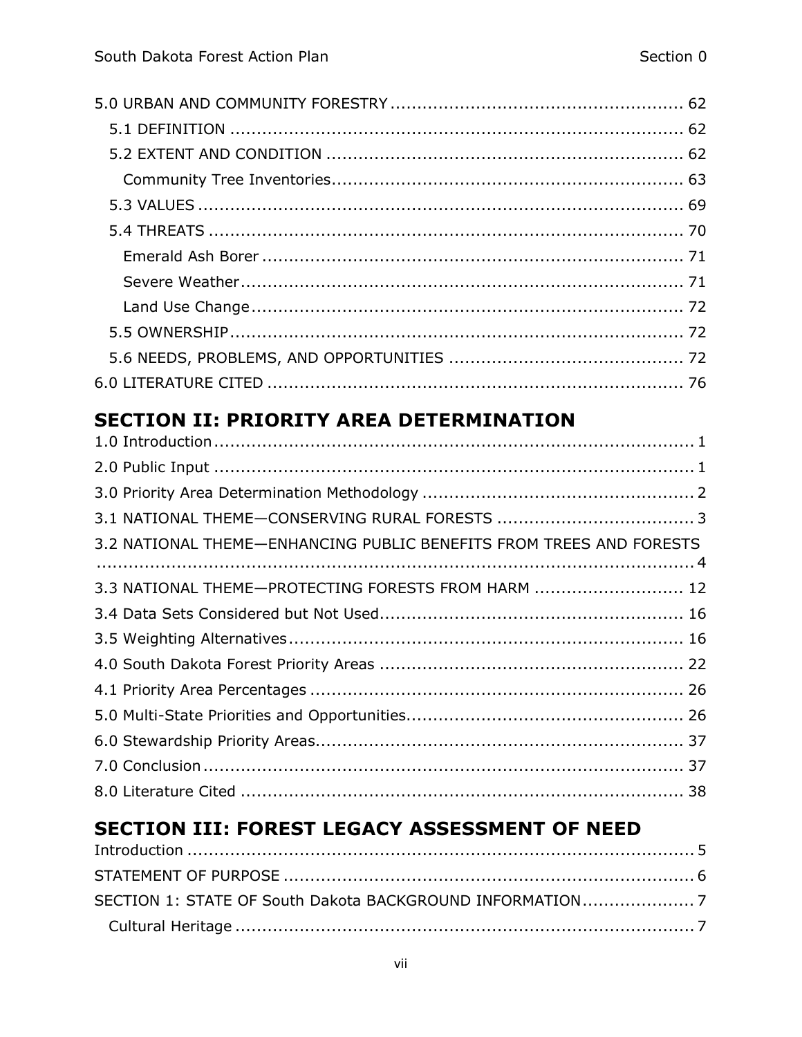5.0 URBAN AND COMMUNITY FORESTRY ....................................................... 62

- 5.1 DEFINITION ..................................................................................... 62
- 5.2 EXTENT AND CONDITION ................................................................... 62
  - Community Tree Inventories.................................................................. 63
- 5.3 VALUES ............................................................................................ 69
- 5.4 THREATS ......................................................................................... 70
  - Emerald Ash Borer ............................................................................... 71
  - Severe Weather.................................................................................... 71
  - Land Use Change .................................................................................. 72
- 5.5 OWNERSHIP...................................................................................... 72
- 5.6 NEEDS, PROBLEMS, AND OPPORTUNITIES ............................................ 72

6.0 LITERATURE CITED .............................................................................. 76

## SECTION II: PRIORITY AREA DETERMINATION

1.0 Introduction ........................................................................................... 1

2.0 Public Input ............................................................................................ 1

3.0 Priority Area Determination Methodology ................................................... 2

3.1 NATIONAL THEME—CONSERVING RURAL FORESTS ..................................... 3

3.2 NATIONAL THEME—ENHANCING PUBLIC BENEFITS FROM TREES AND FORESTS ............................................................................................................... 4

3.3 NATIONAL THEME—PROTECTING FORESTS FROM HARM ............................ 12

3.4 Data Sets Considered but Not Used......................................................... 16

3.5 Weighting Alternatives........................................................................... 16

4.0 South Dakota Forest Priority Areas ......................................................... 22

4.1 Priority Area Percentages ...................................................................... 26

5.0 Multi-State Priorities and Opportunities.................................................... 26

6.0 Stewardship Priority Areas..................................................................... 37

7.0 Conclusion ........................................................................................... 37

8.0 Literature Cited .................................................................................... 38

## SECTION III: FOREST LEGACY ASSESSMENT OF NEED

Introduction ............................................................................................... 5

STATEMENT OF PURPOSE ............................................................................ 6

SECTION 1: STATE OF South Dakota BACKGROUND INFORMATION..................... 7

- Cultural Heritage ....................................................................................... 7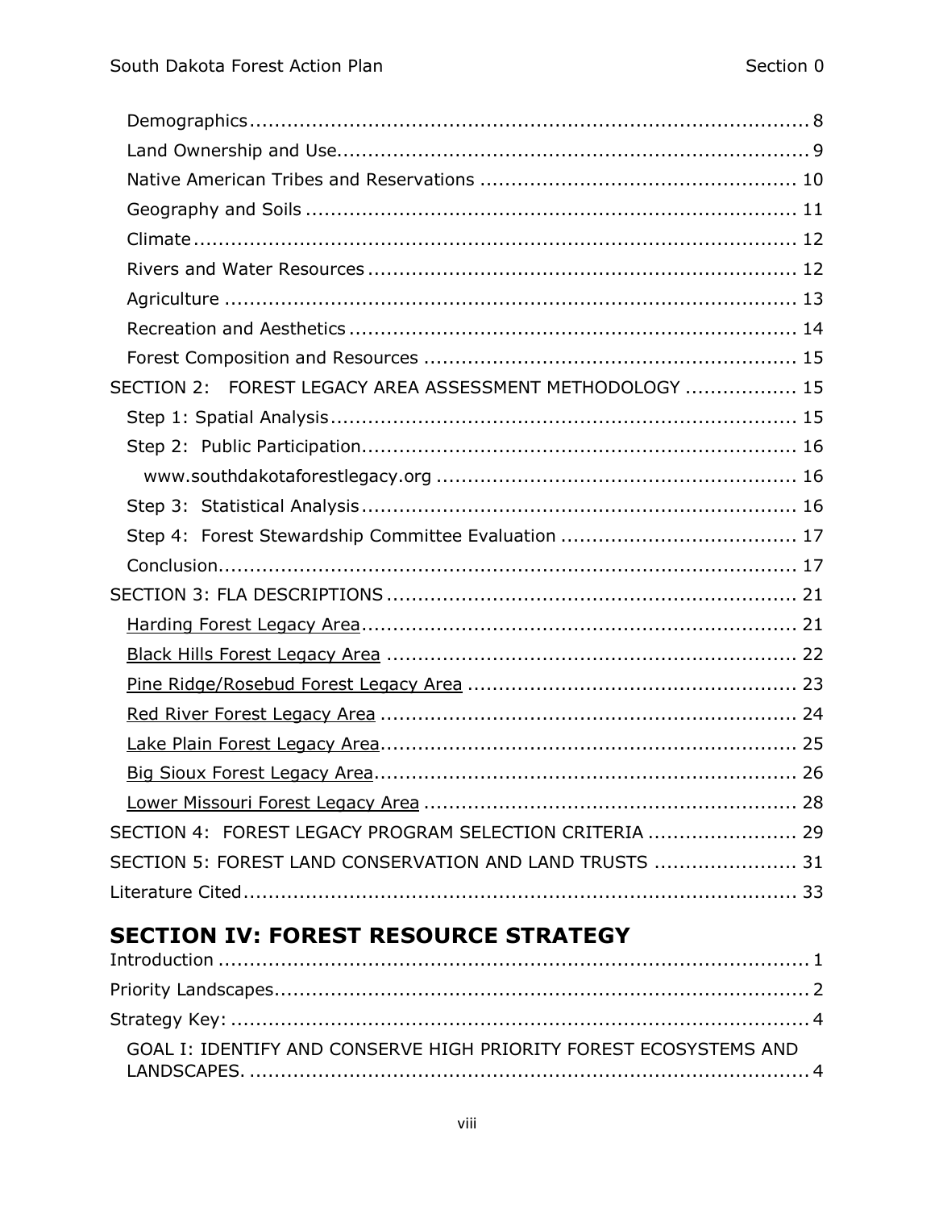Demographics ........................................................................................... 8

Land Ownership and Use........................................................................... 9

Native American Tribes and Reservations .................................................. 10

Geography and Soils ................................................................................ 11

Climate ................................................................................................... 12

Rivers and Water Resources ..................................................................... 12

Agriculture ............................................................................................. 13

Recreation and Aesthetics ........................................................................ 14

Forest Composition and Resources ............................................................ 15

SECTION 2: FOREST LEGACY AREA ASSESSMENT METHODOLOGY .................. 15

Step 1: Spatial Analysis ........................................................................... 15

Step 2: Public Participation ....................................................................... 16

www.southdakotaforestlegacy.org .......................................................... 16

Step 3: Statistical Analysis ....................................................................... 16

Step 4: Forest Stewardship Committee Evaluation ...................................... 17

Conclusion .............................................................................................. 17

SECTION 3: FLA DESCRIPTIONS ................................................................. 21

Harding Forest Legacy Area ...................................................................... 21

Black Hills Forest Legacy Area .................................................................. 22

Pine Ridge/Rosebud Forest Legacy Area ..................................................... 23

Red River Forest Legacy Area ................................................................... 24

Lake Plain Forest Legacy Area ................................................................... 25

Big Sioux Forest Legacy Area .................................................................... 26

Lower Missouri Forest Legacy Area ............................................................ 28

SECTION 4: FOREST LEGACY PROGRAM SELECTION CRITERIA ........................ 29

SECTION 5: FOREST LAND CONSERVATION AND LAND TRUSTS ....................... 31

Literature Cited .......................................................................................... 33

## SECTION IV: FOREST RESOURCE STRATEGY

Introduction ................................................................................................ 1

Priority Landscapes ...................................................................................... 2

Strategy Key: .............................................................................................. 4

GOAL I: IDENTIFY AND CONSERVE HIGH PRIORITY FOREST ECOSYSTEMS AND LANDSCAPES. ........................................................................................... 4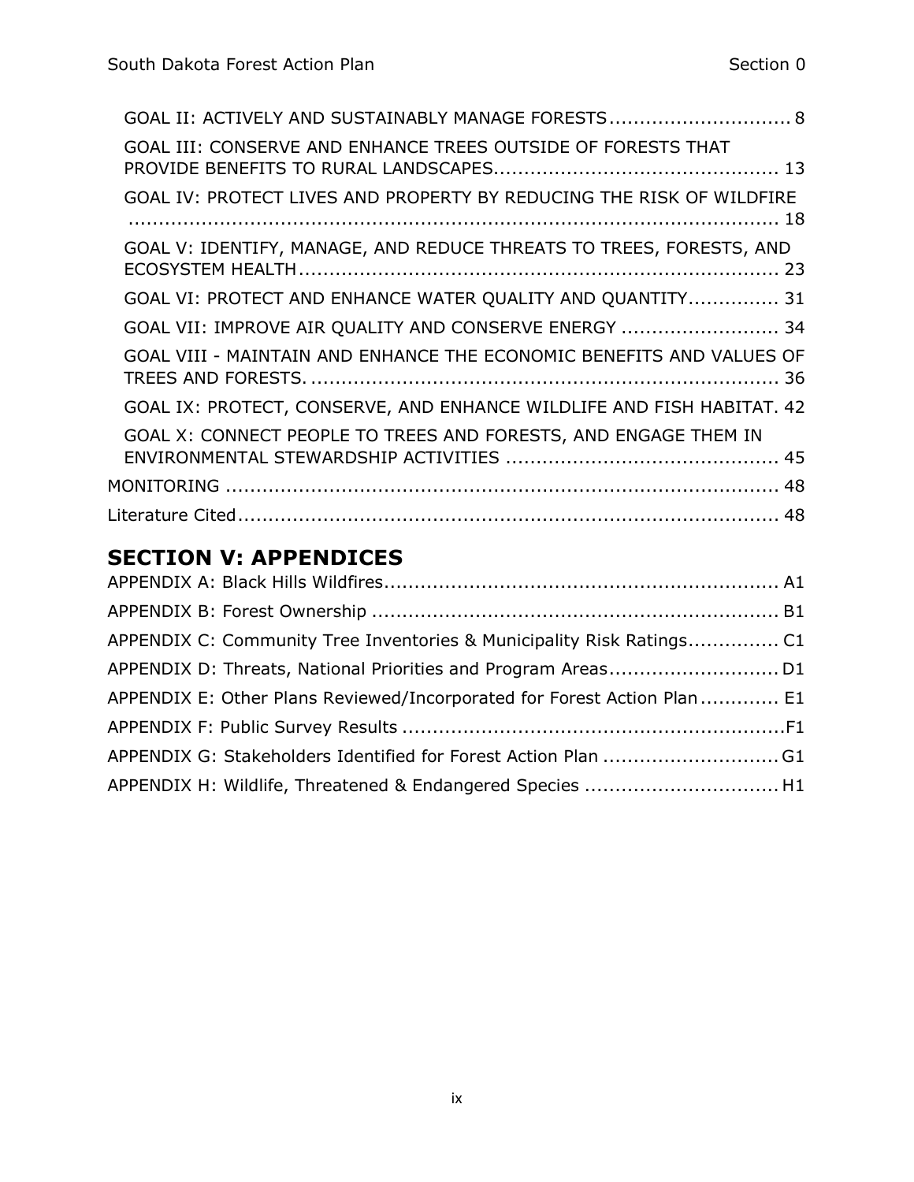GOAL II: ACTIVELY AND SUSTAINABLY MANAGE FORESTS .............................. 8

GOAL III: CONSERVE AND ENHANCE TREES OUTSIDE OF FORESTS THAT PROVIDE BENEFITS TO RURAL LANDSCAPES............................................. 13

GOAL IV: PROTECT LIVES AND PROPERTY BY REDUCING THE RISK OF WILDFIRE .................................................................................................. 18

GOAL V: IDENTIFY, MANAGE, AND REDUCE THREATS TO TREES, FORESTS, AND ECOSYSTEM HEALTH............................................................................ 23

GOAL VI: PROTECT AND ENHANCE WATER QUALITY AND QUANTITY............... 31

GOAL VII: IMPROVE AIR QUALITY AND CONSERVE ENERGY ......................... 34

GOAL VIII - MAINTAIN AND ENHANCE THE ECONOMIC BENEFITS AND VALUES OF TREES AND FORESTS. ........................................................................... 36

GOAL IX: PROTECT, CONSERVE, AND ENHANCE WILDLIFE AND FISH HABITAT. 42

GOAL X: CONNECT PEOPLE TO TREES AND FORESTS, AND ENGAGE THEM IN ENVIRONMENTAL STEWARDSHIP ACTIVITIES ............................................ 45

MONITORING ........................................................................................ 48

Literature Cited........................................................................................ 48

## SECTION V: APPENDICES

APPENDIX A: Black Hills Wildfires................................................................ A1

APPENDIX B: Forest Ownership .................................................................. B1

APPENDIX C: Community Tree Inventories & Municipality Risk Ratings............... C1

APPENDIX D: Threats, National Priorities and Program Areas............................ D1

APPENDIX E: Other Plans Reviewed/Incorporated for Forest Action Plan ............. E1

APPENDIX F: Public Survey Results ...............................................................F1

APPENDIX G: Stakeholders Identified for Forest Action Plan ............................ G1

APPENDIX H: Wildlife, Threatened & Endangered Species ............................... H1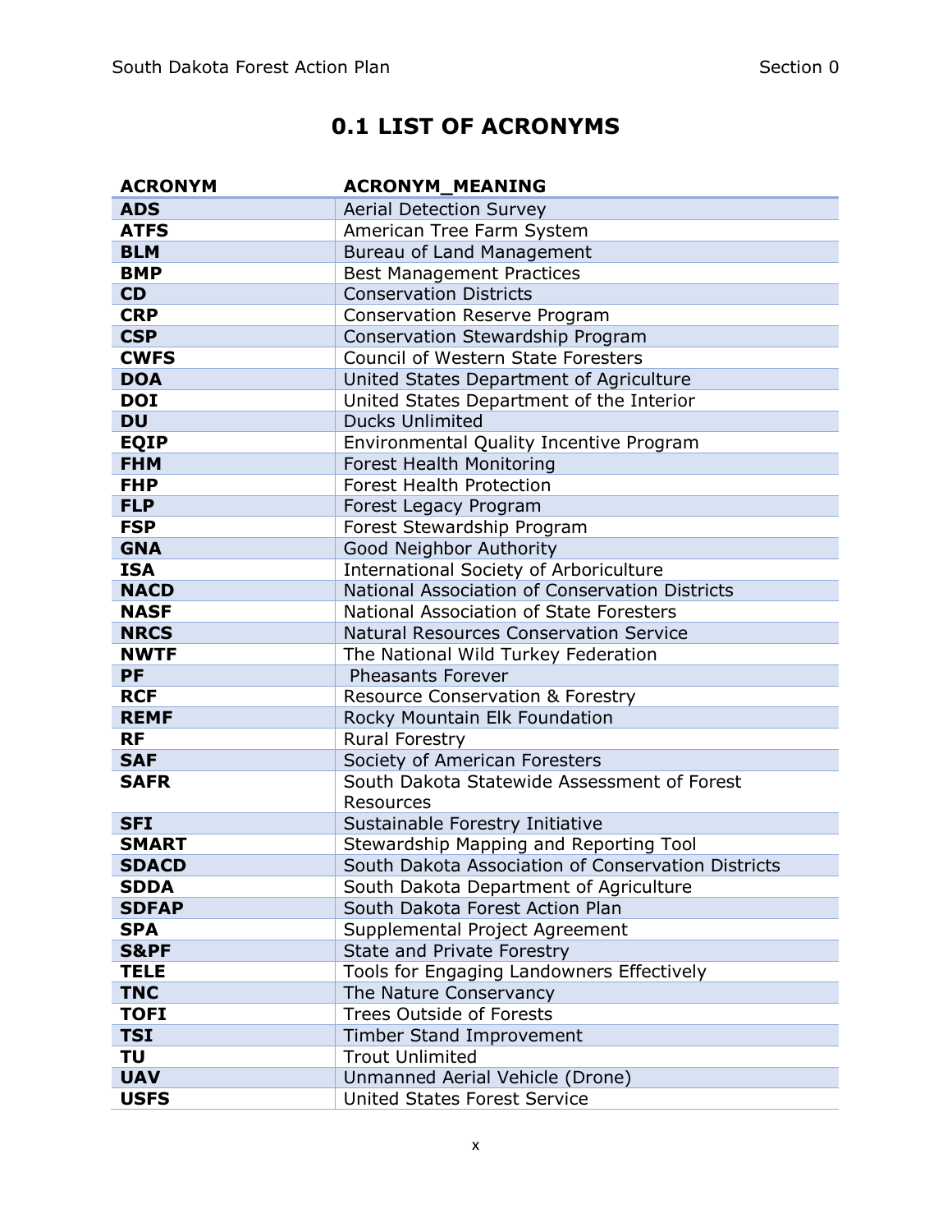# 0.1 LIST OF ACRONYMS

| ACRONYM | ACRONYM_MEANING |
|---|---|
| **ADS** | Aerial Detection Survey |
| **ATFS** | American Tree Farm System |
| **BLM** | Bureau of Land Management |
| **BMP** | Best Management Practices |
| **CD** | Conservation Districts |
| **CRP** | Conservation Reserve Program |
| **CSP** | Conservation Stewardship Program |
| **CWFS** | Council of Western State Foresters |
| **DOA** | United States Department of Agriculture |
| **DOI** | United States Department of the Interior |
| **DU** | Ducks Unlimited |
| **EQIP** | Environmental Quality Incentive Program |
| **FHM** | Forest Health Monitoring |
| **FHP** | Forest Health Protection |
| **FLP** | Forest Legacy Program |
| **FSP** | Forest Stewardship Program |
| **GNA** | Good Neighbor Authority |
| **ISA** | International Society of Arboriculture |
| **NACD** | National Association of Conservation Districts |
| **NASF** | National Association of State Foresters |
| **NRCS** | Natural Resources Conservation Service |
| **NWTF** | The National Wild Turkey Federation |
| **PF** | Pheasants Forever |
| **RCF** | Resource Conservation & Forestry |
| **REMF** | Rocky Mountain Elk Foundation |
| **RF** | Rural Forestry |
| **SAF** | Society of American Foresters |
| **SAFR** | South Dakota Statewide Assessment of Forest Resources |
| **SFI** | Sustainable Forestry Initiative |
| **SMART** | Stewardship Mapping and Reporting Tool |
| **SDACD** | South Dakota Association of Conservation Districts |
| **SDDA** | South Dakota Department of Agriculture |
| **SDFAP** | South Dakota Forest Action Plan |
| **SPA** | Supplemental Project Agreement |
| **S&PF** | State and Private Forestry |
| **TELE** | Tools for Engaging Landowners Effectively |
| **TNC** | The Nature Conservancy |
| **TOFI** | Trees Outside of Forests |
| **TSI** | Timber Stand Improvement |
| **TU** | Trout Unlimited |
| **UAV** | Unmanned Aerial Vehicle (Drone) |
| **USFS** | United States Forest Service |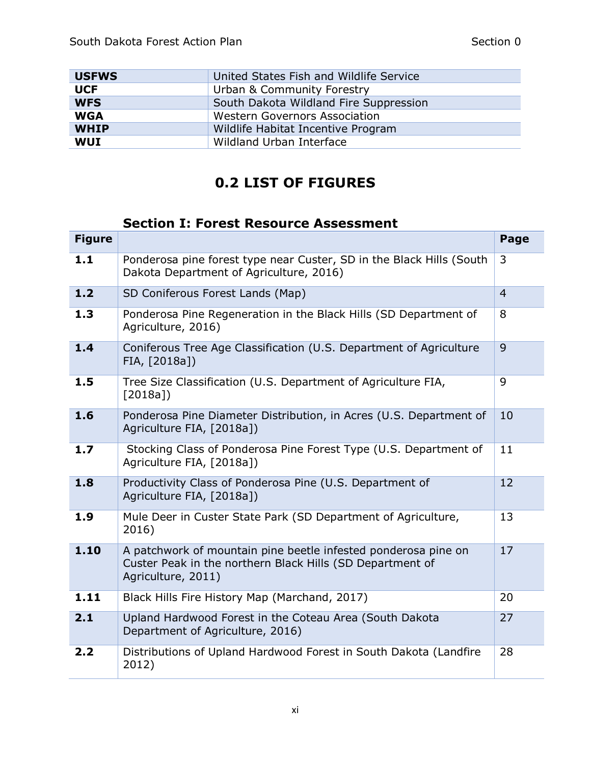| | |
|---|---|
| **USFWS** | United States Fish and Wildlife Service |
| **UCF** | Urban & Community Forestry |
| **WFS** | South Dakota Wildland Fire Suppression |
| **WGA** | Western Governors Association |
| **WHIP** | Wildlife Habitat Incentive Program |
| **WUI** | Wildland Urban Interface |

## 0.2 LIST OF FIGURES

### Section I: Forest Resource Assessment

| Figure | | Page |
|---|---|---|
| **1.1** | Ponderosa pine forest type near Custer, SD in the Black Hills (South Dakota Department of Agriculture, 2016) | 3 |
| **1.2** | SD Coniferous Forest Lands (Map) | 4 |
| **1.3** | Ponderosa Pine Regeneration in the Black Hills (SD Department of Agriculture, 2016) | 8 |
| **1.4** | Coniferous Tree Age Classification (U.S. Department of Agriculture FIA, [2018a]) | 9 |
| **1.5** | Tree Size Classification (U.S. Department of Agriculture FIA, [2018a]) | 9 |
| **1.6** | Ponderosa Pine Diameter Distribution, in Acres (U.S. Department of Agriculture FIA, [2018a]) | 10 |
| **1.7** | Stocking Class of Ponderosa Pine Forest Type (U.S. Department of Agriculture FIA, [2018a]) | 11 |
| **1.8** | Productivity Class of Ponderosa Pine (U.S. Department of Agriculture FIA, [2018a]) | 12 |
| **1.9** | Mule Deer in Custer State Park (SD Department of Agriculture, 2016) | 13 |
| **1.10** | A patchwork of mountain pine beetle infested ponderosa pine on Custer Peak in the northern Black Hills (SD Department of Agriculture, 2011) | 17 |
| **1.11** | Black Hills Fire History Map (Marchand, 2017) | 20 |
| **2.1** | Upland Hardwood Forest in the Coteau Area (South Dakota Department of Agriculture, 2016) | 27 |
| **2.2** | Distributions of Upland Hardwood Forest in South Dakota (Landfire 2012) | 28 |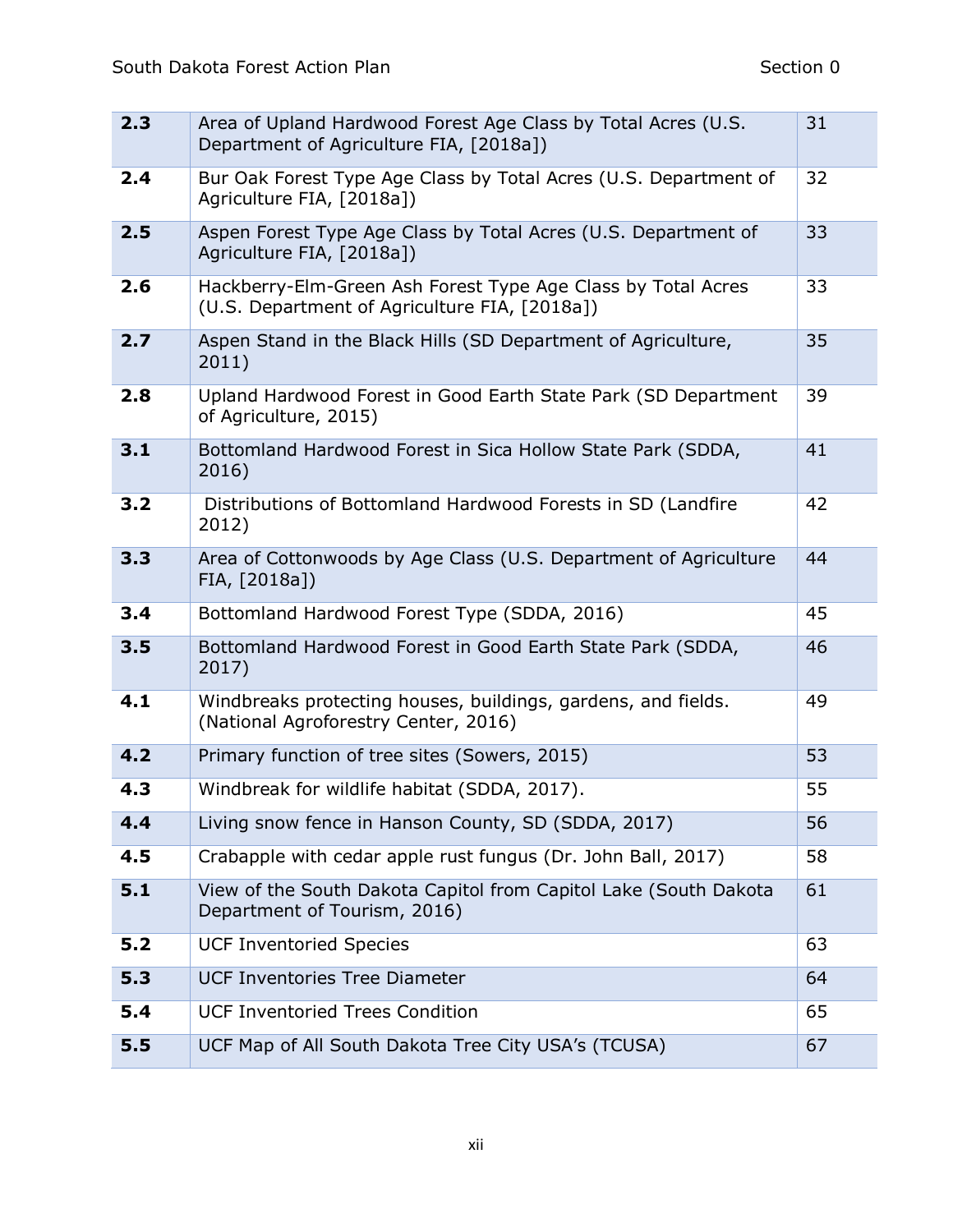| | | |
|---|---|---|
| **2.3** | Area of Upland Hardwood Forest Age Class by Total Acres (U.S. Department of Agriculture FIA, [2018a]) | 31 |
| **2.4** | Bur Oak Forest Type Age Class by Total Acres (U.S. Department of Agriculture FIA, [2018a]) | 32 |
| **2.5** | Aspen Forest Type Age Class by Total Acres (U.S. Department of Agriculture FIA, [2018a]) | 33 |
| **2.6** | Hackberry-Elm-Green Ash Forest Type Age Class by Total Acres (U.S. Department of Agriculture FIA, [2018a]) | 33 |
| **2.7** | Aspen Stand in the Black Hills (SD Department of Agriculture, 2011) | 35 |
| **2.8** | Upland Hardwood Forest in Good Earth State Park (SD Department of Agriculture, 2015) | 39 |
| **3.1** | Bottomland Hardwood Forest in Sica Hollow State Park (SDDA, 2016) | 41 |
| **3.2** | Distributions of Bottomland Hardwood Forests in SD (Landfire 2012) | 42 |
| **3.3** | Area of Cottonwoods by Age Class (U.S. Department of Agriculture FIA, [2018a]) | 44 |
| **3.4** | Bottomland Hardwood Forest Type (SDDA, 2016) | 45 |
| **3.5** | Bottomland Hardwood Forest in Good Earth State Park (SDDA, 2017) | 46 |
| **4.1** | Windbreaks protecting houses, buildings, gardens, and fields. (National Agroforestry Center, 2016) | 49 |
| **4.2** | Primary function of tree sites (Sowers, 2015) | 53 |
| **4.3** | Windbreak for wildlife habitat (SDDA, 2017). | 55 |
| **4.4** | Living snow fence in Hanson County, SD (SDDA, 2017) | 56 |
| **4.5** | Crabapple with cedar apple rust fungus (Dr. John Ball, 2017) | 58 |
| **5.1** | View of the South Dakota Capitol from Capitol Lake (South Dakota Department of Tourism, 2016) | 61 |
| **5.2** | UCF Inventoried Species | 63 |
| **5.3** | UCF Inventories Tree Diameter | 64 |
| **5.4** | UCF Inventoried Trees Condition | 65 |
| **5.5** | UCF Map of All South Dakota Tree City USA's (TCUSA) | 67 |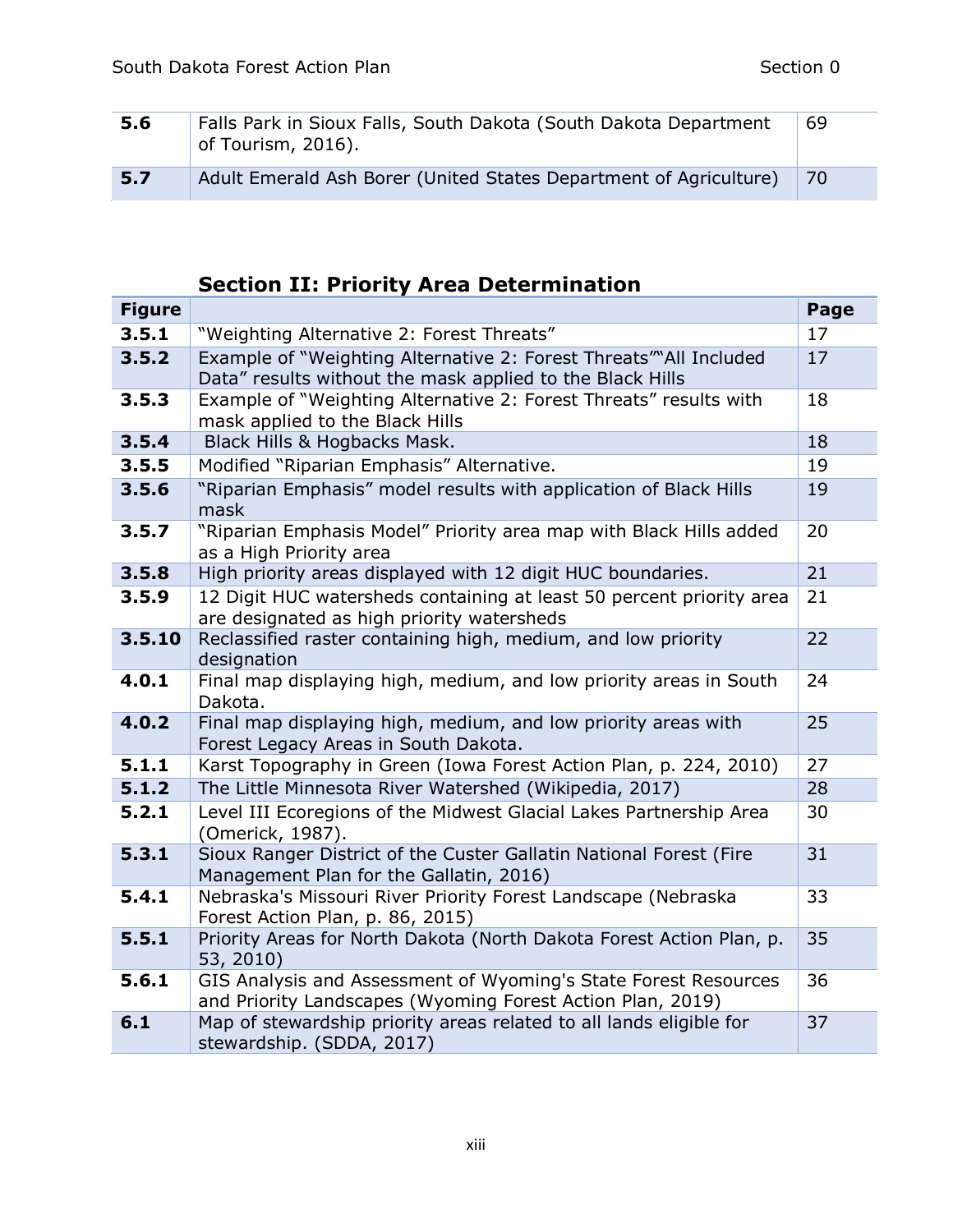| | | |
|---|---|---|
| **5.6** | Falls Park in Sioux Falls, South Dakota (South Dakota Department of Tourism, 2016). | 69 |
| **5.7** | Adult Emerald Ash Borer (United States Department of Agriculture) | 70 |

## Section II: Priority Area Determination

| Figure | | Page |
|---|---|---|
| **3.5.1** | "Weighting Alternative 2: Forest Threats" | 17 |
| **3.5.2** | Example of "Weighting Alternative 2: Forest Threats""All Included Data" results without the mask applied to the Black Hills | 17 |
| **3.5.3** | Example of "Weighting Alternative 2: Forest Threats" results with mask applied to the Black Hills | 18 |
| **3.5.4** | Black Hills & Hogbacks Mask. | 18 |
| **3.5.5** | Modified "Riparian Emphasis" Alternative. | 19 |
| **3.5.6** | "Riparian Emphasis" model results with application of Black Hills mask | 19 |
| **3.5.7** | "Riparian Emphasis Model" Priority area map with Black Hills added as a High Priority area | 20 |
| **3.5.8** | High priority areas displayed with 12 digit HUC boundaries. | 21 |
| **3.5.9** | 12 Digit HUC watersheds containing at least 50 percent priority area are designated as high priority watersheds | 21 |
| **3.5.10** | Reclassified raster containing high, medium, and low priority designation | 22 |
| **4.0.1** | Final map displaying high, medium, and low priority areas in South Dakota. | 24 |
| **4.0.2** | Final map displaying high, medium, and low priority areas with Forest Legacy Areas in South Dakota. | 25 |
| **5.1.1** | Karst Topography in Green (Iowa Forest Action Plan, p. 224, 2010) | 27 |
| **5.1.2** | The Little Minnesota River Watershed (Wikipedia, 2017) | 28 |
| **5.2.1** | Level III Ecoregions of the Midwest Glacial Lakes Partnership Area (Omerick, 1987). | 30 |
| **5.3.1** | Sioux Ranger District of the Custer Gallatin National Forest (Fire Management Plan for the Gallatin, 2016) | 31 |
| **5.4.1** | Nebraska's Missouri River Priority Forest Landscape (Nebraska Forest Action Plan, p. 86, 2015) | 33 |
| **5.5.1** | Priority Areas for North Dakota (North Dakota Forest Action Plan, p. 53, 2010) | 35 |
| **5.6.1** | GIS Analysis and Assessment of Wyoming's State Forest Resources and Priority Landscapes (Wyoming Forest Action Plan, 2019) | 36 |
| **6.1** | Map of stewardship priority areas related to all lands eligible for stewardship. (SDDA, 2017) | 37 |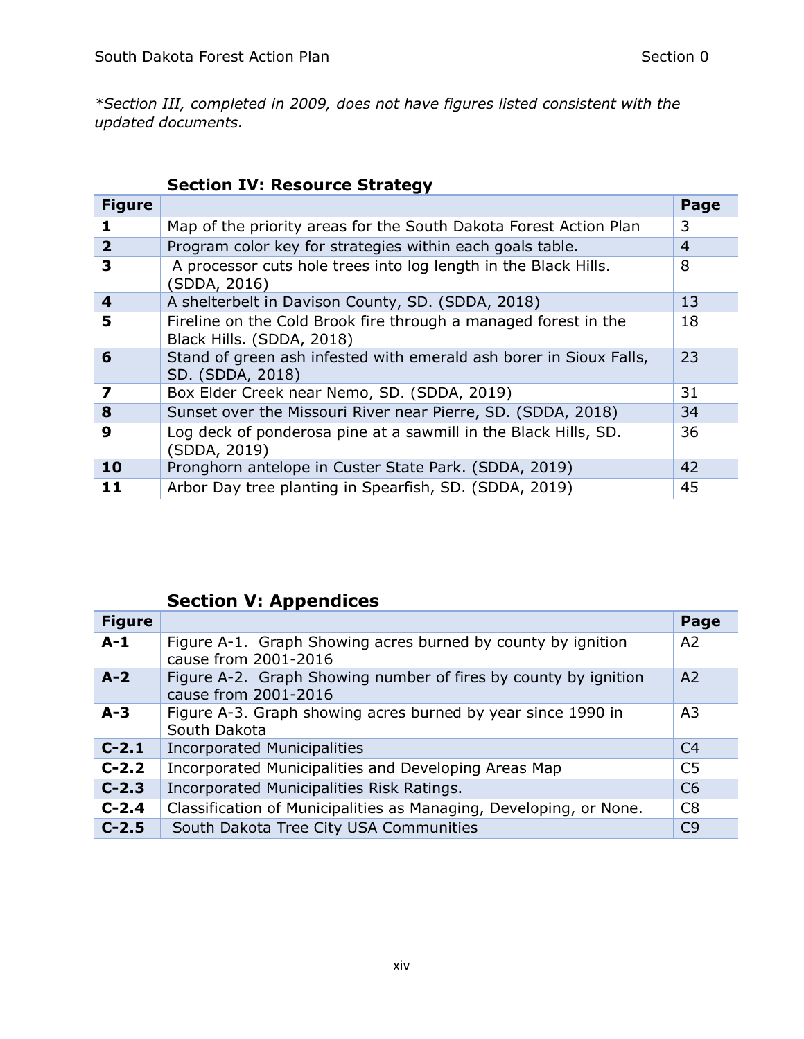*\*Section III, completed in 2009, does not have figures listed consistent with the updated documents.*

### Section IV: Resource Strategy

| Figure | | Page |
|---|---|---|
| **1** | Map of the priority areas for the South Dakota Forest Action Plan | 3 |
| **2** | Program color key for strategies within each goals table. | 4 |
| **3** | A processor cuts hole trees into log length in the Black Hills. (SDDA, 2016) | 8 |
| **4** | A shelterbelt in Davison County, SD. (SDDA, 2018) | 13 |
| **5** | Fireline on the Cold Brook fire through a managed forest in the Black Hills. (SDDA, 2018) | 18 |
| **6** | Stand of green ash infested with emerald ash borer in Sioux Falls, SD. (SDDA, 2018) | 23 |
| **7** | Box Elder Creek near Nemo, SD. (SDDA, 2019) | 31 |
| **8** | Sunset over the Missouri River near Pierre, SD. (SDDA, 2018) | 34 |
| **9** | Log deck of ponderosa pine at a sawmill in the Black Hills, SD. (SDDA, 2019) | 36 |
| **10** | Pronghorn antelope in Custer State Park. (SDDA, 2019) | 42 |
| **11** | Arbor Day tree planting in Spearfish, SD. (SDDA, 2019) | 45 |

### Section V: Appendices

| Figure | | Page |
|---|---|---|
| **A-1** | Figure A-1. Graph Showing acres burned by county by ignition cause from 2001-2016 | A2 |
| **A-2** | Figure A-2. Graph Showing number of fires by county by ignition cause from 2001-2016 | A2 |
| **A-3** | Figure A-3. Graph showing acres burned by year since 1990 in South Dakota | A3 |
| **C-2.1** | Incorporated Municipalities | C4 |
| **C-2.2** | Incorporated Municipalities and Developing Areas Map | C5 |
| **C-2.3** | Incorporated Municipalities Risk Ratings. | C6 |
| **C-2.4** | Classification of Municipalities as Managing, Developing, or None. | C8 |
| **C-2.5** | South Dakota Tree City USA Communities | C9 |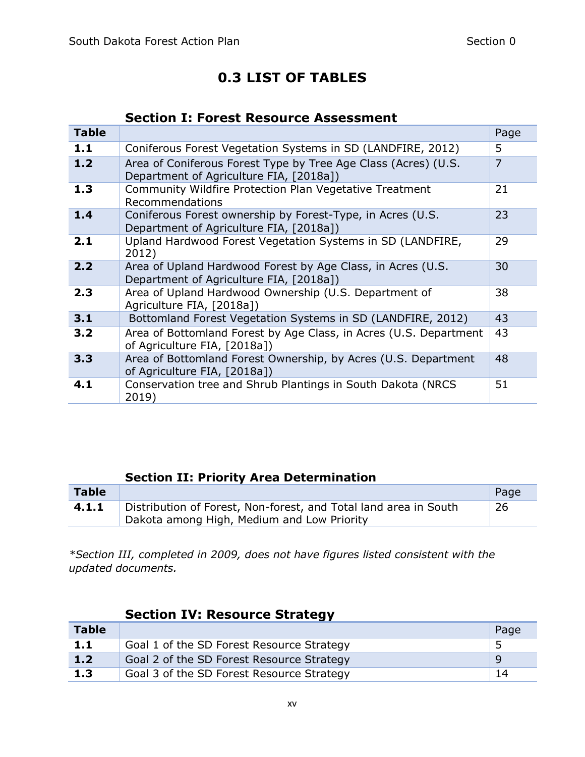# 0.3 LIST OF TABLES

## Section I: Forest Resource Assessment

| Table | | Page |
|---|---|---|
| **1.1** | Coniferous Forest Vegetation Systems in SD (LANDFIRE, 2012) | 5 |
| **1.2** | Area of Coniferous Forest Type by Tree Age Class (Acres) (U.S. Department of Agriculture FIA, [2018a]) | 7 |
| **1.3** | Community Wildfire Protection Plan Vegetative Treatment Recommendations | 21 |
| **1.4** | Coniferous Forest ownership by Forest-Type, in Acres (U.S. Department of Agriculture FIA, [2018a]) | 23 |
| **2.1** | Upland Hardwood Forest Vegetation Systems in SD (LANDFIRE, 2012) | 29 |
| **2.2** | Area of Upland Hardwood Forest by Age Class, in Acres (U.S. Department of Agriculture FIA, [2018a]) | 30 |
| **2.3** | Area of Upland Hardwood Ownership (U.S. Department of Agriculture FIA, [2018a]) | 38 |
| **3.1** | Bottomland Forest Vegetation Systems in SD (LANDFIRE, 2012) | 43 |
| **3.2** | Area of Bottomland Forest by Age Class, in Acres (U.S. Department of Agriculture FIA, [2018a]) | 43 |
| **3.3** | Area of Bottomland Forest Ownership, by Acres (U.S. Department of Agriculture FIA, [2018a]) | 48 |
| **4.1** | Conservation tree and Shrub Plantings in South Dakota (NRCS 2019) | 51 |

## Section II: Priority Area Determination

| Table | | Page |
|---|---|---|
| **4.1.1** | Distribution of Forest, Non-forest, and Total land area in South Dakota among High, Medium and Low Priority | 26 |

*\*Section III, completed in 2009, does not have figures listed consistent with the updated documents.*

## Section IV: Resource Strategy

| Table | | Page |
|---|---|---|
| **1.1** | Goal 1 of the SD Forest Resource Strategy | 5 |
| **1.2** | Goal 2 of the SD Forest Resource Strategy | 9 |
| **1.3** | Goal 3 of the SD Forest Resource Strategy | 14 |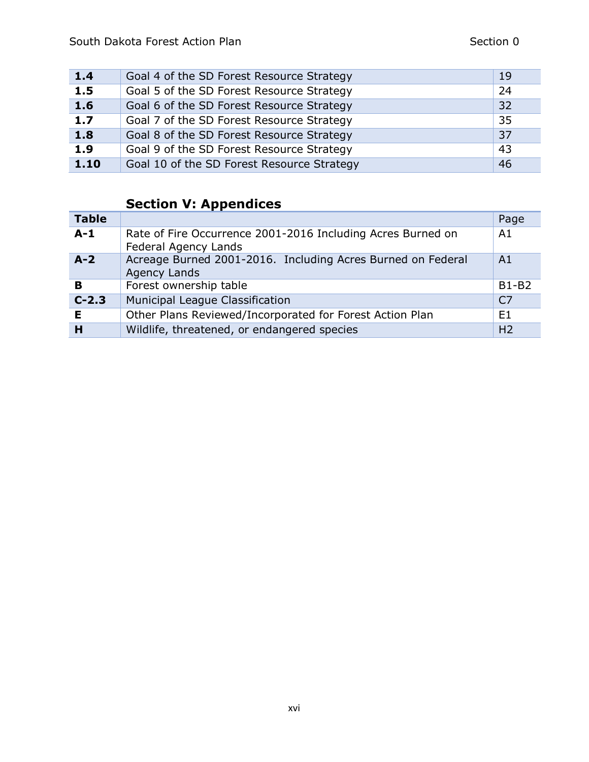| | | |
|---|---|---|
| **1.4** | Goal 4 of the SD Forest Resource Strategy | 19 |
| **1.5** | Goal 5 of the SD Forest Resource Strategy | 24 |
| **1.6** | Goal 6 of the SD Forest Resource Strategy | 32 |
| **1.7** | Goal 7 of the SD Forest Resource Strategy | 35 |
| **1.8** | Goal 8 of the SD Forest Resource Strategy | 37 |
| **1.9** | Goal 9 of the SD Forest Resource Strategy | 43 |
| **1.10** | Goal 10 of the SD Forest Resource Strategy | 46 |

## Section V: Appendices

| **Table** | | Page |
|---|---|---|
| **A-1** | Rate of Fire Occurrence 2001-2016 Including Acres Burned on Federal Agency Lands | A1 |
| **A-2** | Acreage Burned 2001-2016. Including Acres Burned on Federal Agency Lands | A1 |
| **B** | Forest ownership table | B1-B2 |
| **C-2.3** | Municipal League Classification | C7 |
| **E** | Other Plans Reviewed/Incorporated for Forest Action Plan | E1 |
| **H** | Wildlife, threatened, or endangered species | H2 |